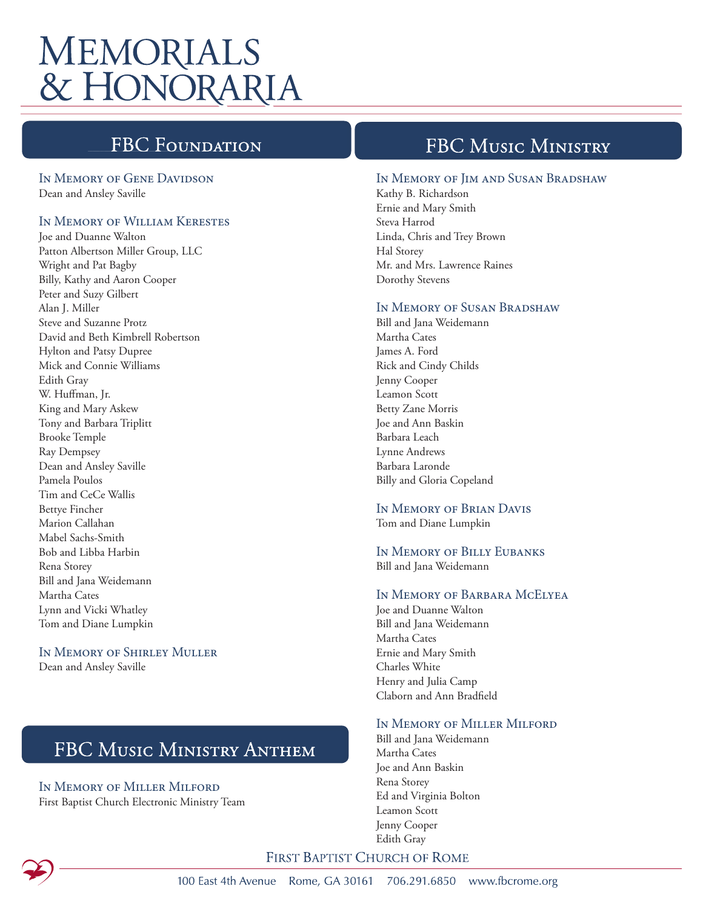# Memorials & Honoraria

## FBC Foundation

### In Memory of Gene Davidson

Dean and Ansley Saville

### In Memory of William Kerestes

Joe and Duanne Walton
Patton Albertson Miller Group, LLC
Wright and Pat Bagby
Billy, Kathy and Aaron Cooper
Peter and Suzy Gilbert
Alan J. Miller
Steve and Suzanne Protz
David and Beth Kimbrell Robertson
Hylton and Patsy Dupree
Mick and Connie Williams
Edith Gray
W. Huffman, Jr.
King and Mary Askew
Tony and Barbara Triplitt
Brooke Temple
Ray Dempsey
Dean and Ansley Saville
Pamela Poulos
Tim and CeCe Wallis
Bettye Fincher
Marion Callahan
Mabel Sachs-Smith
Bob and Libba Harbin
Rena Storey
Bill and Jana Weidemann
Martha Cates
Lynn and Vicki Whatley
Tom and Diane Lumpkin

### In Memory of Shirley Muller

Dean and Ansley Saville

## FBC Music Ministry Anthem

### In Memory of Miller Milford

First Baptist Church Electronic Ministry Team

## FBC Music Ministry

### In Memory of Jim and Susan Bradshaw

Kathy B. Richardson
Ernie and Mary Smith
Steva Harrod
Linda, Chris and Trey Brown
Hal Storey
Mr. and Mrs. Lawrence Raines
Dorothy Stevens

### In Memory of Susan Bradshaw

Bill and Jana Weidemann
Martha Cates
James A. Ford
Rick and Cindy Childs
Jenny Cooper
Leamon Scott
Betty Zane Morris
Joe and Ann Baskin
Barbara Leach
Lynne Andrews
Barbara Laronde
Billy and Gloria Copeland

### In Memory of Brian Davis

Tom and Diane Lumpkin

### In Memory of Billy Eubanks

Bill and Jana Weidemann

### In Memory of Barbara McElyea

Joe and Duanne Walton
Bill and Jana Weidemann
Martha Cates
Ernie and Mary Smith
Charles White
Henry and Julia Camp
Claborn and Ann Bradfield

### In Memory of Miller Milford

Bill and Jana Weidemann
Martha Cates
Joe and Ann Baskin
Rena Storey
Ed and Virginia Bolton
Leamon Scott
Jenny Cooper
Edith Gray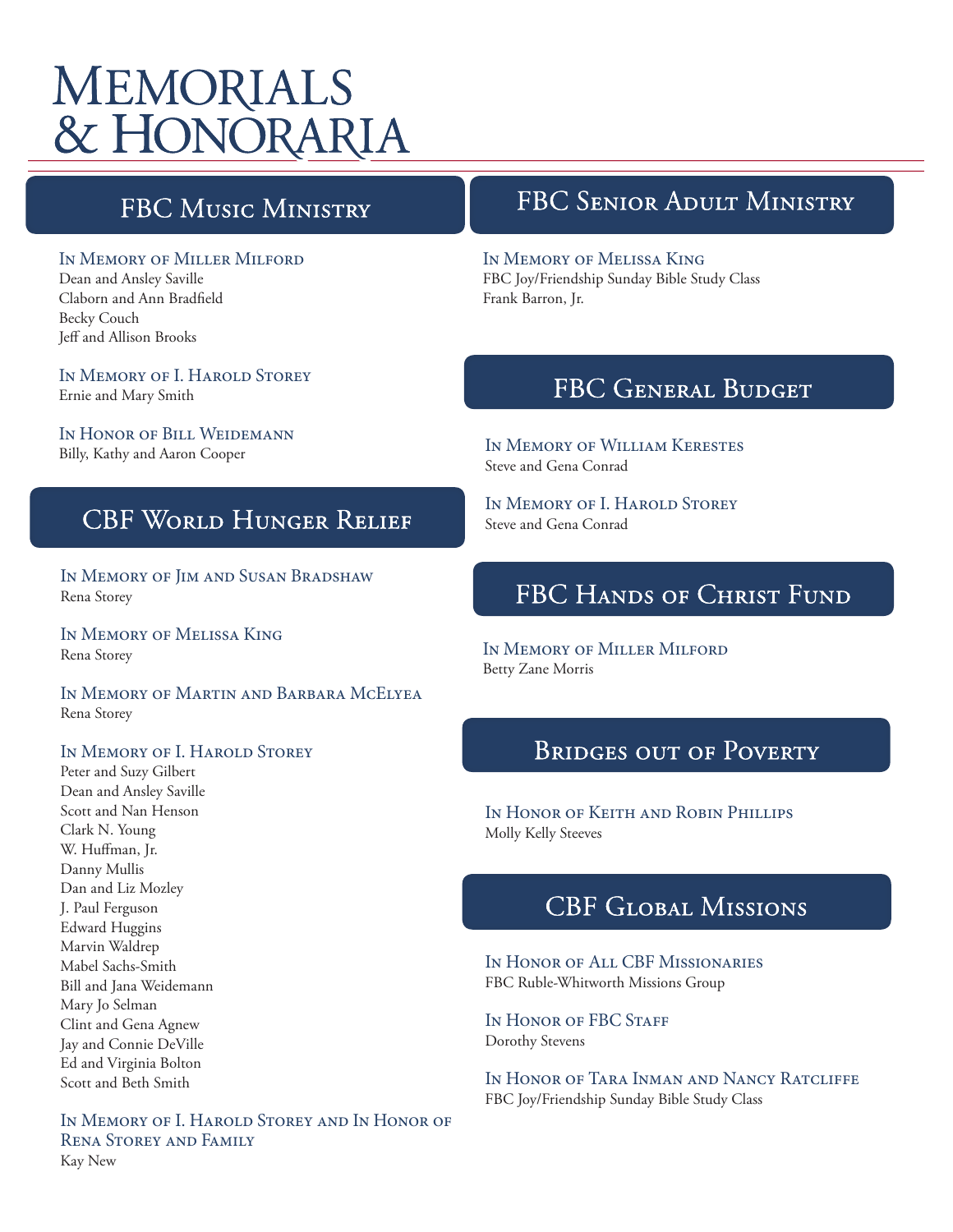# Memorials & Honoraria

## FBC Music Ministry

### In Memory of Miller Milford

Dean and Ansley Saville
Claborn and Ann Bradfield
Becky Couch
Jeff and Allison Brooks

### In Memory of I. Harold Storey

Ernie and Mary Smith

### In Honor of Bill Weidemann

Billy, Kathy and Aaron Cooper

## CBF World Hunger Relief

### In Memory of Jim and Susan Bradshaw

Rena Storey

### In Memory of Melissa King

Rena Storey

### In Memory of Martin and Barbara McElyea

Rena Storey

### In Memory of I. Harold Storey

Peter and Suzy Gilbert
Dean and Ansley Saville
Scott and Nan Henson
Clark N. Young
W. Huffman, Jr.
Danny Mullis
Dan and Liz Mozley
J. Paul Ferguson
Edward Huggins
Marvin Waldrep
Mabel Sachs-Smith
Bill and Jana Weidemann
Mary Jo Selman
Clint and Gena Agnew
Jay and Connie DeVille
Ed and Virginia Bolton
Scott and Beth Smith

### In Memory of I. Harold Storey and In Honor of Rena Storey and Family

Kay New

## FBC Senior Adult Ministry

### In Memory of Melissa King

FBC Joy/Friendship Sunday Bible Study Class
Frank Barron, Jr.

## FBC General Budget

### In Memory of William Kerestes

Steve and Gena Conrad

### In Memory of I. Harold Storey

Steve and Gena Conrad

## FBC Hands of Christ Fund

### In Memory of Miller Milford

Betty Zane Morris

## Bridges out of Poverty

### In Honor of Keith and Robin Phillips

Molly Kelly Steeves

## CBF Global Missions

### In Honor of All CBF Missionaries

FBC Ruble-Whitworth Missions Group

### In Honor of FBC Staff

Dorothy Stevens

### In Honor of Tara Inman and Nancy Ratcliffe

FBC Joy/Friendship Sunday Bible Study Class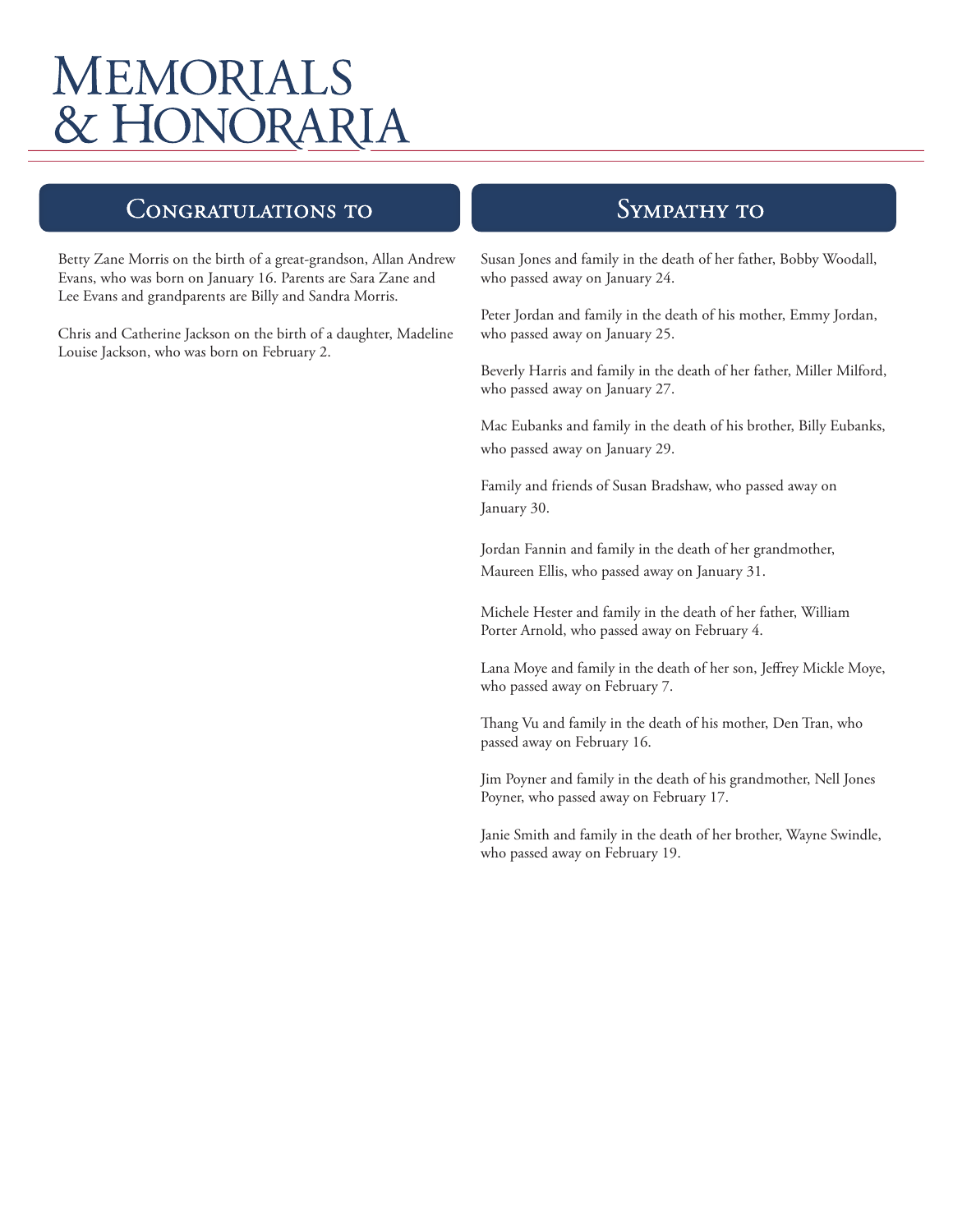# Memorials & Honoraria

## Congratulations to

Betty Zane Morris on the birth of a great-grandson, Allan Andrew Evans, who was born on January 16. Parents are Sara Zane and Lee Evans and grandparents are Billy and Sandra Morris.

Chris and Catherine Jackson on the birth of a daughter, Madeline Louise Jackson, who was born on February 2.

## Sympathy to

Susan Jones and family in the death of her father, Bobby Woodall, who passed away on January 24.

Peter Jordan and family in the death of his mother, Emmy Jordan, who passed away on January 25.

Beverly Harris and family in the death of her father, Miller Milford, who passed away on January 27.

Mac Eubanks and family in the death of his brother, Billy Eubanks, who passed away on January 29.

Family and friends of Susan Bradshaw, who passed away on January 30.

Jordan Fannin and family in the death of her grandmother, Maureen Ellis, who passed away on January 31.

Michele Hester and family in the death of her father, William Porter Arnold, who passed away on February 4.

Lana Moye and family in the death of her son, Jeffrey Mickle Moye, who passed away on February 7.

Thang Vu and family in the death of his mother, Den Tran, who passed away on February 16.

Jim Poyner and family in the death of his grandmother, Nell Jones Poyner, who passed away on February 17.

Janie Smith and family in the death of her brother, Wayne Swindle, who passed away on February 19.